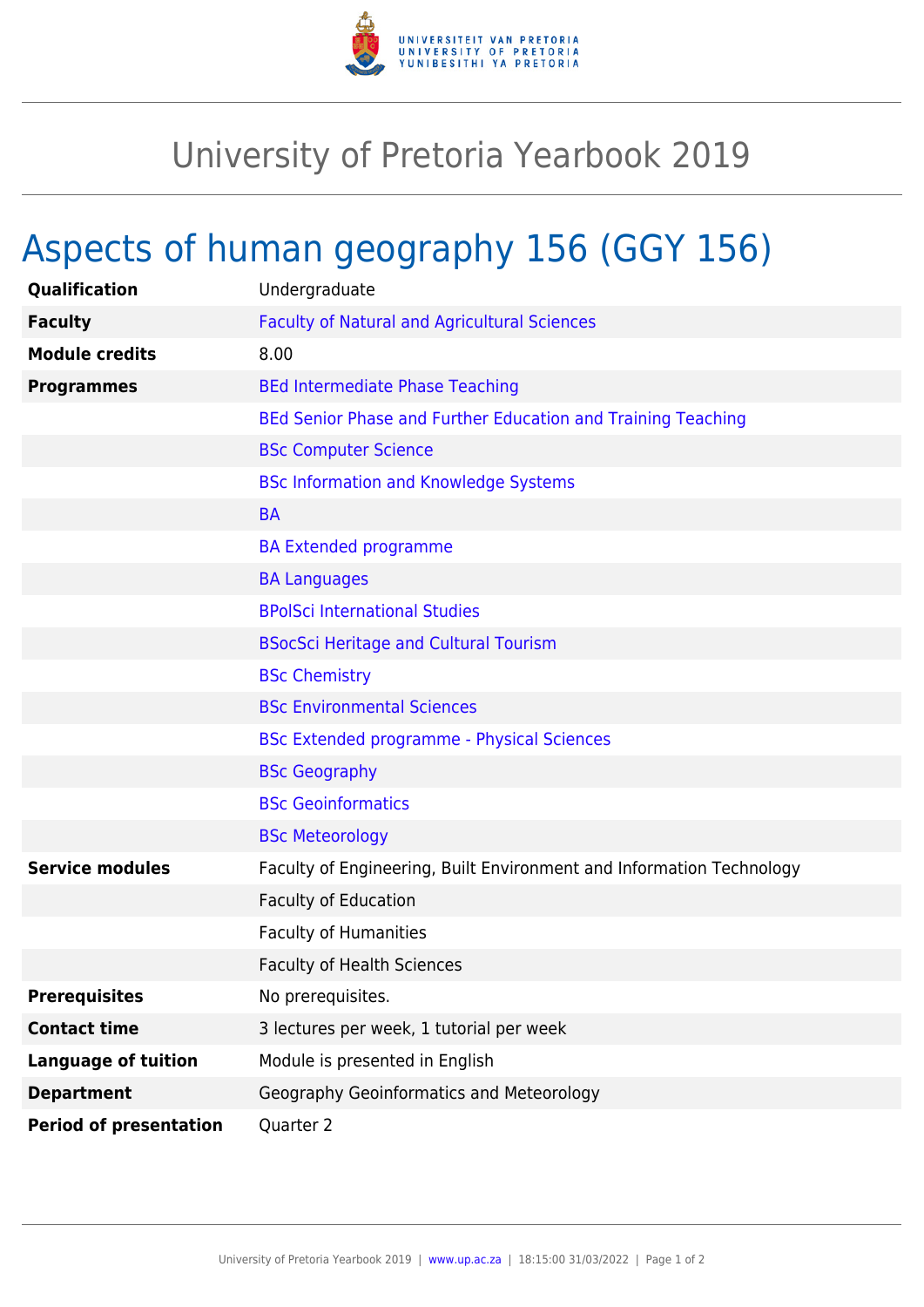# University of Pretoria Yearbook 2019

## Aspects of human geography 156 (GGY 156)

| | |
|---|---|
| **Qualification** | Undergraduate |
| **Faculty** | Faculty of Natural and Agricultural Sciences |
| **Module credits** | 8.00 |
| **Programmes** | BEd Intermediate Phase Teaching |
| | BEd Senior Phase and Further Education and Training Teaching |
| | BSc Computer Science |
| | BSc Information and Knowledge Systems |
| | BA |
| | BA Extended programme |
| | BA Languages |
| | BPolSci International Studies |
| | BSocSci Heritage and Cultural Tourism |
| | BSc Chemistry |
| | BSc Environmental Sciences |
| | BSc Extended programme - Physical Sciences |
| | BSc Geography |
| | BSc Geoinformatics |
| | BSc Meteorology |
| **Service modules** | Faculty of Engineering, Built Environment and Information Technology |
| | Faculty of Education |
| | Faculty of Humanities |
| | Faculty of Health Sciences |
| **Prerequisites** | No prerequisites. |
| **Contact time** | 3 lectures per week, 1 tutorial per week |
| **Language of tuition** | Module is presented in English |
| **Department** | Geography Geoinformatics and Meteorology |
| **Period of presentation** | Quarter 2 |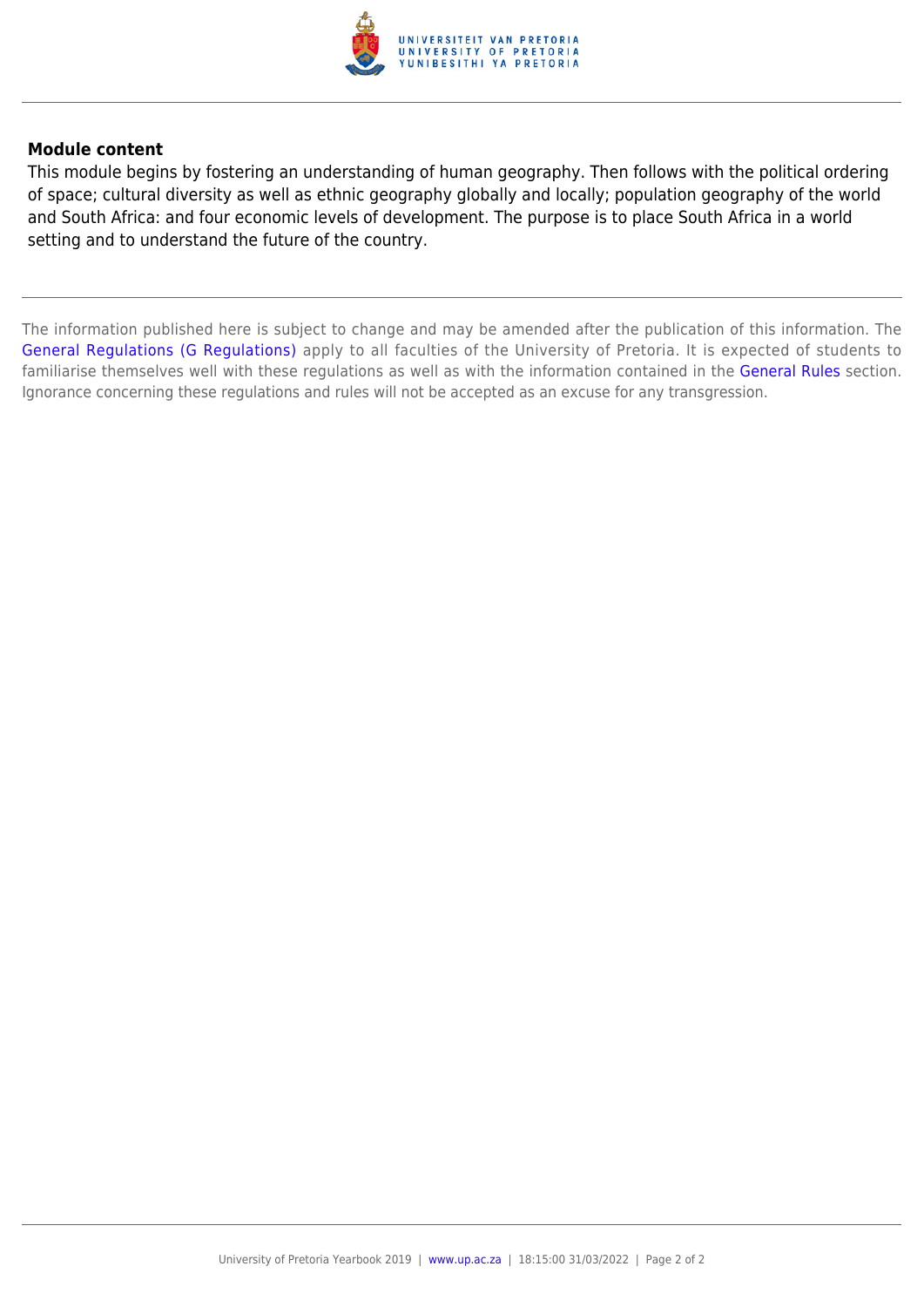### Module content

This module begins by fostering an understanding of human geography. Then follows with the political ordering of space; cultural diversity as well as ethnic geography globally and locally; population geography of the world and South Africa: and four economic levels of development. The purpose is to place South Africa in a world setting and to understand the future of the country.

The information published here is subject to change and may be amended after the publication of this information. The General Regulations (G Regulations) apply to all faculties of the University of Pretoria. It is expected of students to familiarise themselves well with these regulations as well as with the information contained in the General Rules section. Ignorance concerning these regulations and rules will not be accepted as an excuse for any transgression.